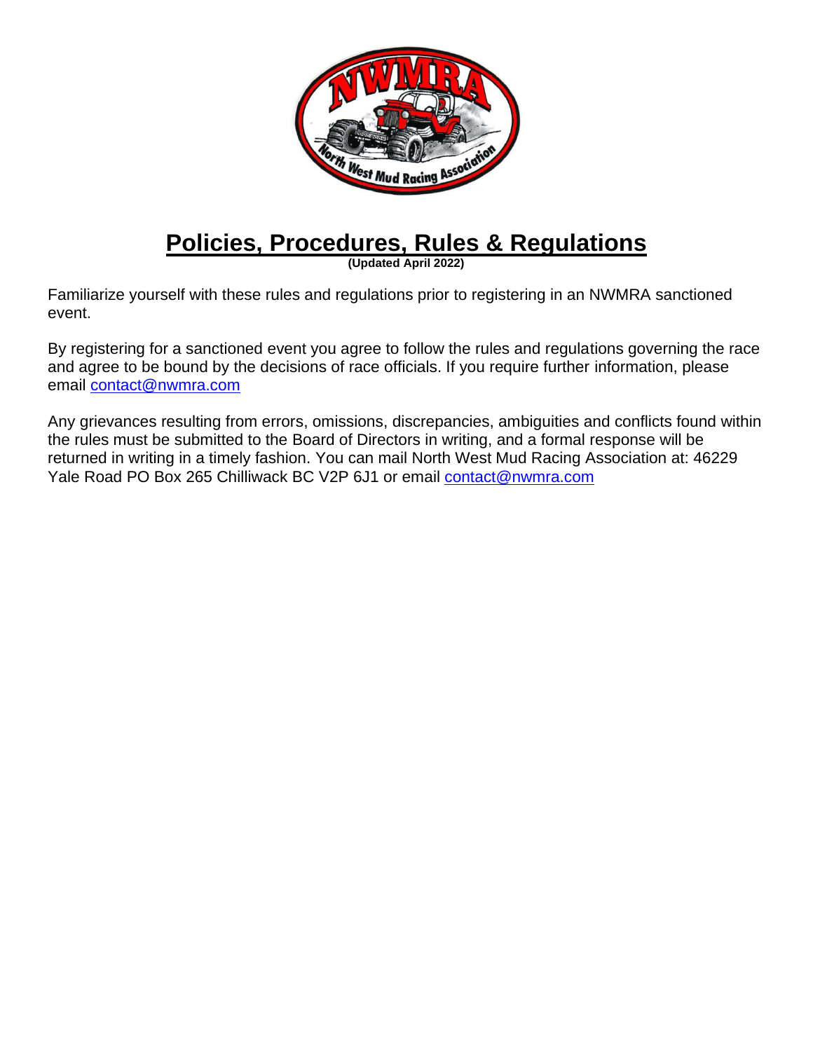# Policies, Procedures, Rules & Regulations

**(Updated April 2022)**

Familiarize yourself with these rules and regulations prior to registering in an NWMRA sanctioned event.

By registering for a sanctioned event you agree to follow the rules and regulations governing the race and agree to be bound by the decisions of race officials. If you require further information, please email contact@nwmra.com

Any grievances resulting from errors, omissions, discrepancies, ambiguities and conflicts found within the rules must be submitted to the Board of Directors in writing, and a formal response will be returned in writing in a timely fashion. You can mail North West Mud Racing Association at: 46229 Yale Road PO Box 265 Chilliwack BC V2P 6J1 or email contact@nwmra.com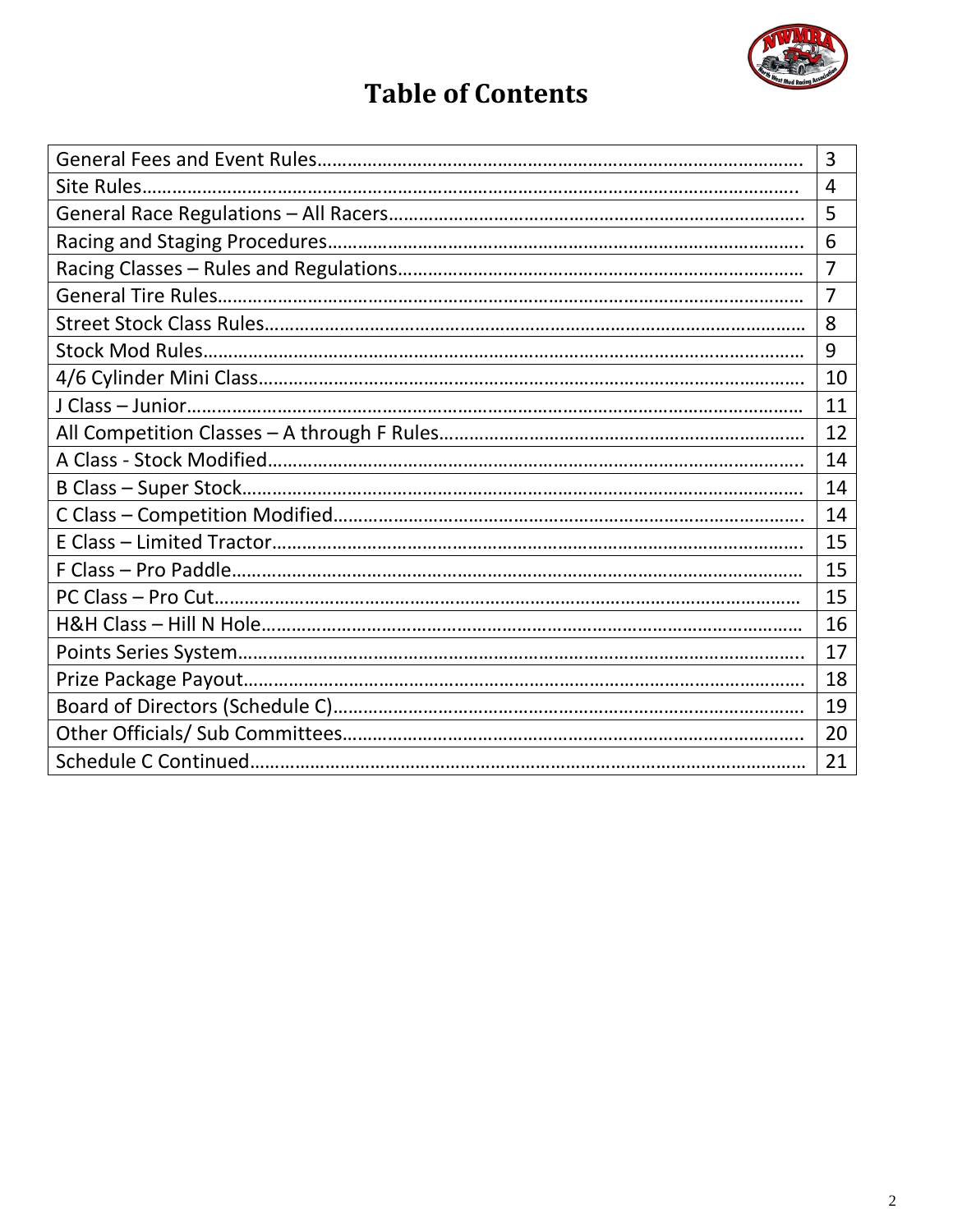# Table of Contents

| Section | Page |
|---|---|
| General Fees and Event Rules | 3 |
| Site Rules | 4 |
| General Race Regulations – All Racers | 5 |
| Racing and Staging Procedures | 6 |
| Racing Classes – Rules and Regulations | 7 |
| General Tire Rules | 7 |
| Street Stock Class Rules | 8 |
| Stock Mod Rules | 9 |
| 4/6 Cylinder Mini Class | 10 |
| J Class – Junior | 11 |
| All Competition Classes – A through F Rules | 12 |
| A Class - Stock Modified | 14 |
| B Class – Super Stock | 14 |
| C Class – Competition Modified | 14 |
| E Class – Limited Tractor | 15 |
| F Class – Pro Paddle | 15 |
| PC Class – Pro Cut | 15 |
| H&H Class – Hill N Hole | 16 |
| Points Series System | 17 |
| Prize Package Payout | 18 |
| Board of Directors (Schedule C) | 19 |
| Other Officials/ Sub Committees | 20 |
| Schedule C Continued | 21 |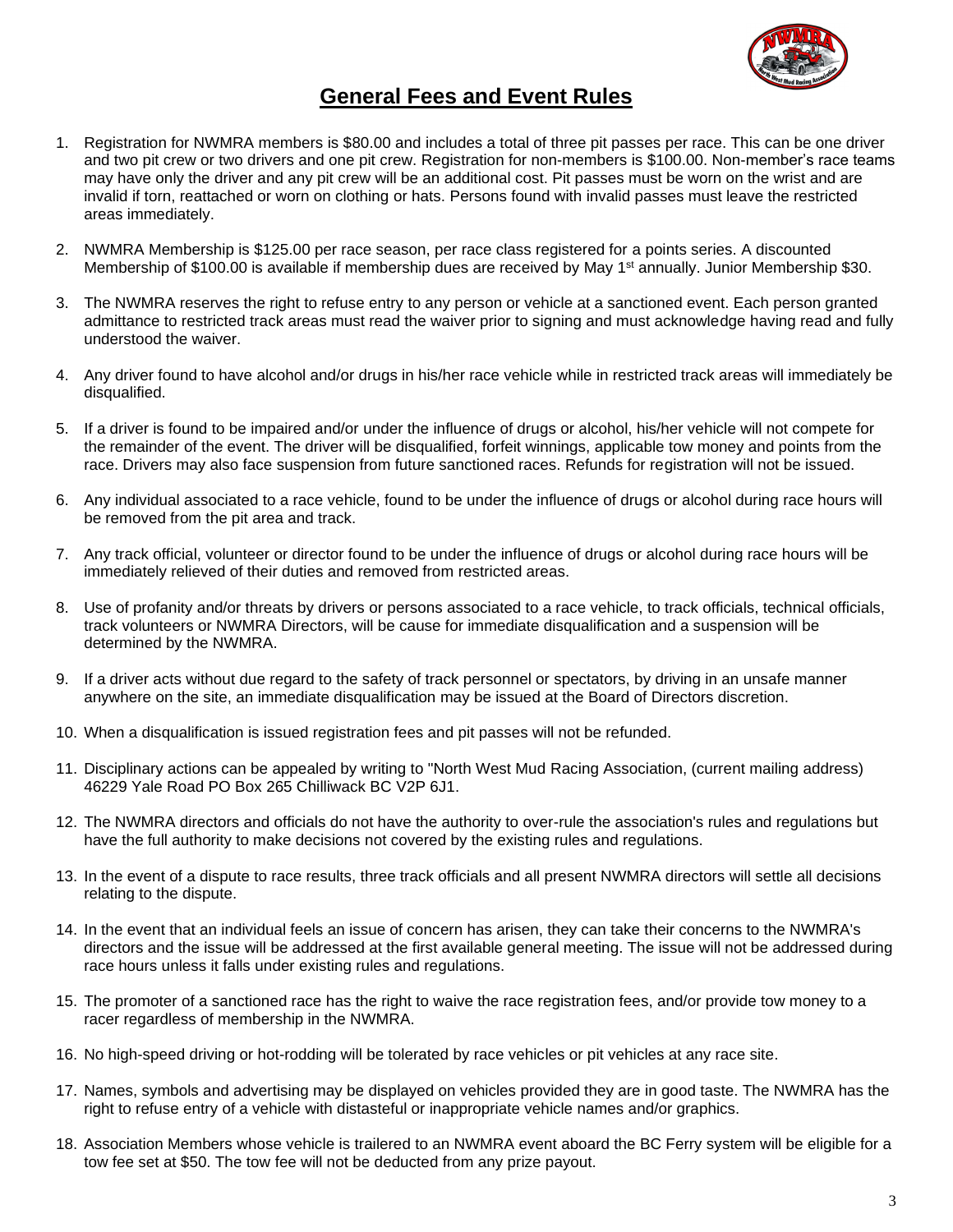# General Fees and Event Rules

1. Registration for NWMRA members is \$80.00 and includes a total of three pit passes per race. This can be one driver and two pit crew or two drivers and one pit crew. Registration for non-members is \$100.00. Non-member's race teams may have only the driver and any pit crew will be an additional cost. Pit passes must be worn on the wrist and are invalid if torn, reattached or worn on clothing or hats. Persons found with invalid passes must leave the restricted areas immediately.

2. NWMRA Membership is \$125.00 per race season, per race class registered for a points series. A discounted Membership of \$100.00 is available if membership dues are received by May 1st annually. Junior Membership \$30.

3. The NWMRA reserves the right to refuse entry to any person or vehicle at a sanctioned event. Each person granted admittance to restricted track areas must read the waiver prior to signing and must acknowledge having read and fully understood the waiver.

4. Any driver found to have alcohol and/or drugs in his/her race vehicle while in restricted track areas will immediately be disqualified.

5. If a driver is found to be impaired and/or under the influence of drugs or alcohol, his/her vehicle will not compete for the remainder of the event. The driver will be disqualified, forfeit winnings, applicable tow money and points from the race. Drivers may also face suspension from future sanctioned races. Refunds for registration will not be issued.

6. Any individual associated to a race vehicle, found to be under the influence of drugs or alcohol during race hours will be removed from the pit area and track.

7. Any track official, volunteer or director found to be under the influence of drugs or alcohol during race hours will be immediately relieved of their duties and removed from restricted areas.

8. Use of profanity and/or threats by drivers or persons associated to a race vehicle, to track officials, technical officials, track volunteers or NWMRA Directors, will be cause for immediate disqualification and a suspension will be determined by the NWMRA.

9. If a driver acts without due regard to the safety of track personnel or spectators, by driving in an unsafe manner anywhere on the site, an immediate disqualification may be issued at the Board of Directors discretion.

10. When a disqualification is issued registration fees and pit passes will not be refunded.

11. Disciplinary actions can be appealed by writing to "North West Mud Racing Association, (current mailing address) 46229 Yale Road PO Box 265 Chilliwack BC V2P 6J1.

12. The NWMRA directors and officials do not have the authority to over-rule the association's rules and regulations but have the full authority to make decisions not covered by the existing rules and regulations.

13. In the event of a dispute to race results, three track officials and all present NWMRA directors will settle all decisions relating to the dispute.

14. In the event that an individual feels an issue of concern has arisen, they can take their concerns to the NWMRA's directors and the issue will be addressed at the first available general meeting. The issue will not be addressed during race hours unless it falls under existing rules and regulations.

15. The promoter of a sanctioned race has the right to waive the race registration fees, and/or provide tow money to a racer regardless of membership in the NWMRA.

16. No high-speed driving or hot-rodding will be tolerated by race vehicles or pit vehicles at any race site.

17. Names, symbols and advertising may be displayed on vehicles provided they are in good taste. The NWMRA has the right to refuse entry of a vehicle with distasteful or inappropriate vehicle names and/or graphics.

18. Association Members whose vehicle is trailered to an NWMRA event aboard the BC Ferry system will be eligible for a tow fee set at \$50. The tow fee will not be deducted from any prize payout.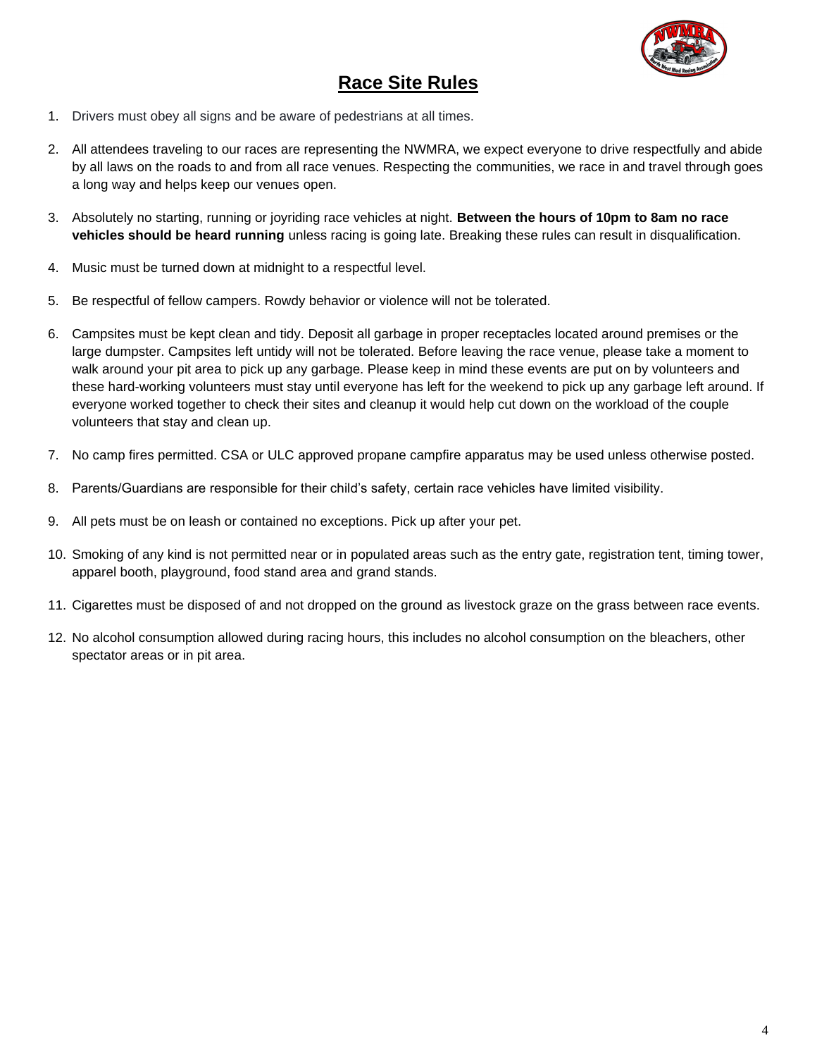# Race Site Rules

1. Drivers must obey all signs and be aware of pedestrians at all times.

2. All attendees traveling to our races are representing the NWMRA, we expect everyone to drive respectfully and abide by all laws on the roads to and from all race venues. Respecting the communities, we race in and travel through goes a long way and helps keep our venues open.

3. Absolutely no starting, running or joyriding race vehicles at night. **Between the hours of 10pm to 8am no race vehicles should be heard running** unless racing is going late. Breaking these rules can result in disqualification.

4. Music must be turned down at midnight to a respectful level.

5. Be respectful of fellow campers. Rowdy behavior or violence will not be tolerated.

6. Campsites must be kept clean and tidy. Deposit all garbage in proper receptacles located around premises or the large dumpster. Campsites left untidy will not be tolerated. Before leaving the race venue, please take a moment to walk around your pit area to pick up any garbage. Please keep in mind these events are put on by volunteers and these hard-working volunteers must stay until everyone has left for the weekend to pick up any garbage left around. If everyone worked together to check their sites and cleanup it would help cut down on the workload of the couple volunteers that stay and clean up.

7. No camp fires permitted. CSA or ULC approved propane campfire apparatus may be used unless otherwise posted.

8. Parents/Guardians are responsible for their child's safety, certain race vehicles have limited visibility.

9. All pets must be on leash or contained no exceptions. Pick up after your pet.

10. Smoking of any kind is not permitted near or in populated areas such as the entry gate, registration tent, timing tower, apparel booth, playground, food stand area and grand stands.

11. Cigarettes must be disposed of and not dropped on the ground as livestock graze on the grass between race events.

12. No alcohol consumption allowed during racing hours, this includes no alcohol consumption on the bleachers, other spectator areas or in pit area.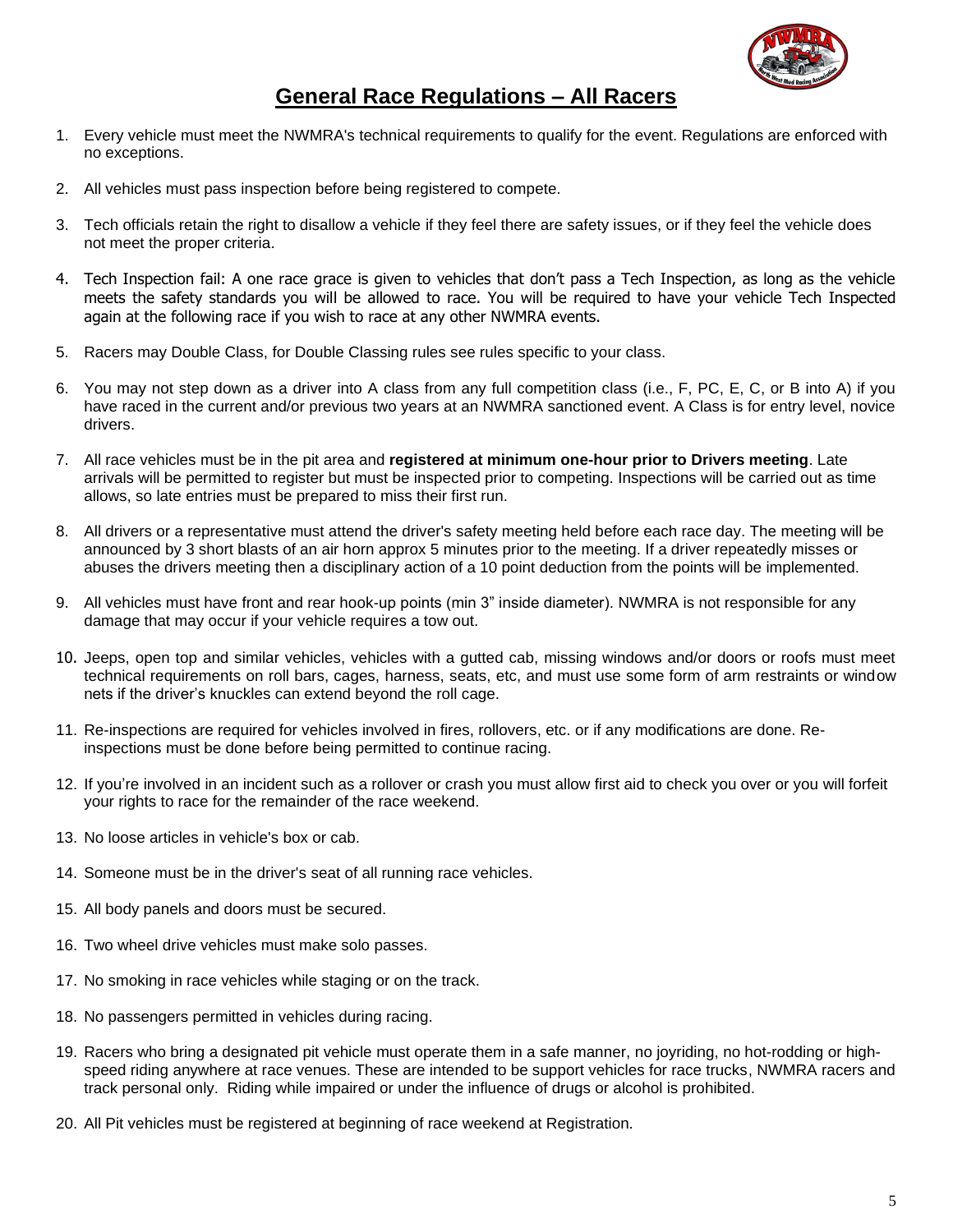# General Race Regulations – All Racers

1. Every vehicle must meet the NWMRA's technical requirements to qualify for the event. Regulations are enforced with no exceptions.
2. All vehicles must pass inspection before being registered to compete.
3. Tech officials retain the right to disallow a vehicle if they feel there are safety issues, or if they feel the vehicle does not meet the proper criteria.
4. Tech Inspection fail: A one race grace is given to vehicles that don't pass a Tech Inspection, as long as the vehicle meets the safety standards you will be allowed to race. You will be required to have your vehicle Tech Inspected again at the following race if you wish to race at any other NWMRA events.
5. Racers may Double Class, for Double Classing rules see rules specific to your class.
6. You may not step down as a driver into A class from any full competition class (i.e., F, PC, E, C, or B into A) if you have raced in the current and/or previous two years at an NWMRA sanctioned event. A Class is for entry level, novice drivers.
7. All race vehicles must be in the pit area and **registered at minimum one-hour prior to Drivers meeting**. Late arrivals will be permitted to register but must be inspected prior to competing. Inspections will be carried out as time allows, so late entries must be prepared to miss their first run.
8. All drivers or a representative must attend the driver's safety meeting held before each race day. The meeting will be announced by 3 short blasts of an air horn approx 5 minutes prior to the meeting. If a driver repeatedly misses or abuses the drivers meeting then a disciplinary action of a 10 point deduction from the points will be implemented.
9. All vehicles must have front and rear hook-up points (min 3" inside diameter). NWMRA is not responsible for any damage that may occur if your vehicle requires a tow out.
10. Jeeps, open top and similar vehicles, vehicles with a gutted cab, missing windows and/or doors or roofs must meet technical requirements on roll bars, cages, harness, seats, etc, and must use some form of arm restraints or window nets if the driver's knuckles can extend beyond the roll cage.
11. Re-inspections are required for vehicles involved in fires, rollovers, etc. or if any modifications are done. Re-inspections must be done before being permitted to continue racing.
12. If you're involved in an incident such as a rollover or crash you must allow first aid to check you over or you will forfeit your rights to race for the remainder of the race weekend.
13. No loose articles in vehicle's box or cab.
14. Someone must be in the driver's seat of all running race vehicles.
15. All body panels and doors must be secured.
16. Two wheel drive vehicles must make solo passes.
17. No smoking in race vehicles while staging or on the track.
18. No passengers permitted in vehicles during racing.
19. Racers who bring a designated pit vehicle must operate them in a safe manner, no joyriding, no hot-rodding or high-speed riding anywhere at race venues. These are intended to be support vehicles for race trucks, NWMRA racers and track personal only. Riding while impaired or under the influence of drugs or alcohol is prohibited.
20. All Pit vehicles must be registered at beginning of race weekend at Registration.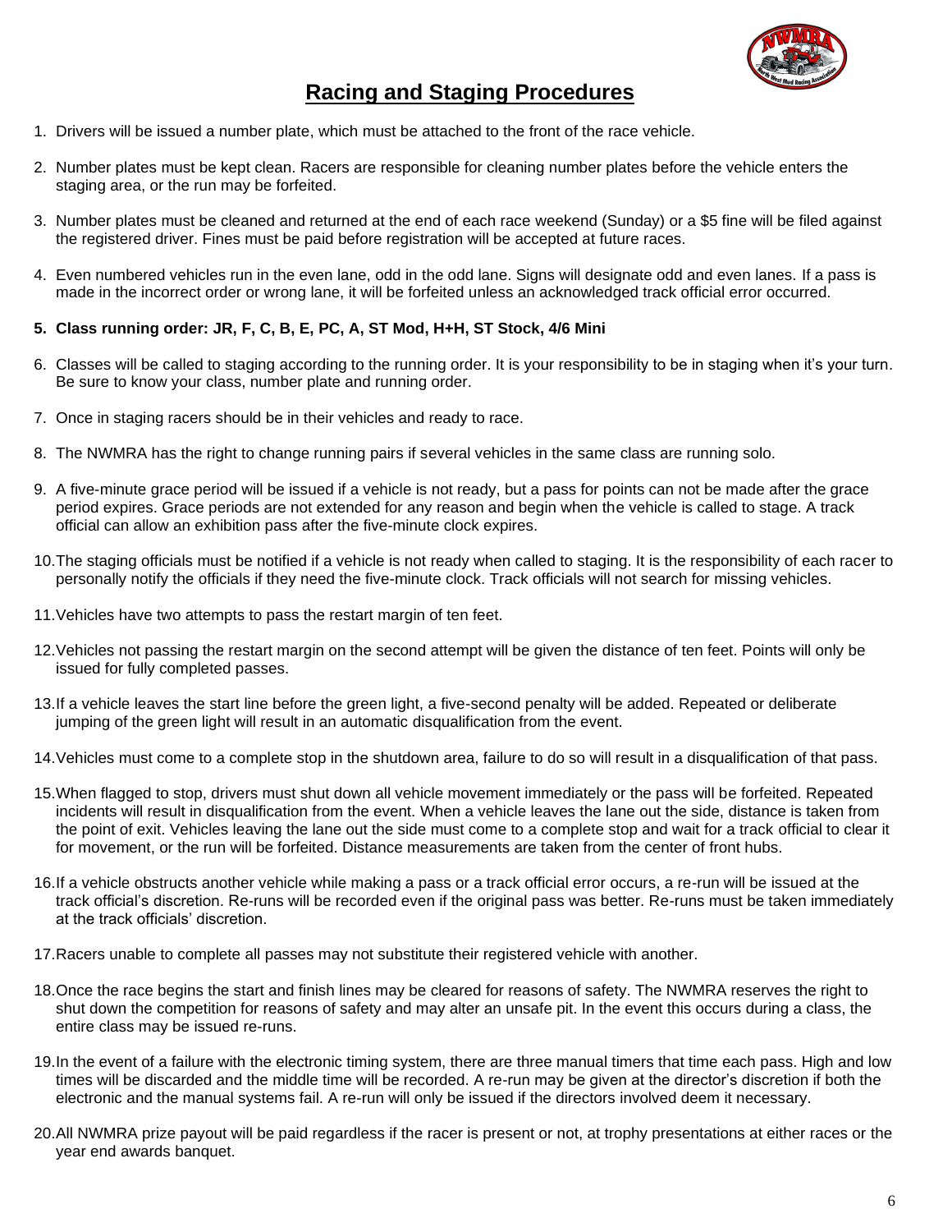# Racing and Staging Procedures

1. Drivers will be issued a number plate, which must be attached to the front of the race vehicle.
2. Number plates must be kept clean. Racers are responsible for cleaning number plates before the vehicle enters the staging area, or the run may be forfeited.
3. Number plates must be cleaned and returned at the end of each race weekend (Sunday) or a $5 fine will be filed against the registered driver. Fines must be paid before registration will be accepted at future races.
4. Even numbered vehicles run in the even lane, odd in the odd lane. Signs will designate odd and even lanes. If a pass is made in the incorrect order or wrong lane, it will be forfeited unless an acknowledged track official error occurred.
5. **Class running order: JR, F, C, B, E, PC, A, ST Mod, H+H, ST Stock, 4/6 Mini**
6. Classes will be called to staging according to the running order. It is your responsibility to be in staging when it's your turn. Be sure to know your class, number plate and running order.
7. Once in staging racers should be in their vehicles and ready to race.
8. The NWMRA has the right to change running pairs if several vehicles in the same class are running solo.
9. A five-minute grace period will be issued if a vehicle is not ready, but a pass for points can not be made after the grace period expires. Grace periods are not extended for any reason and begin when the vehicle is called to stage. A track official can allow an exhibition pass after the five-minute clock expires.
10. The staging officials must be notified if a vehicle is not ready when called to staging. It is the responsibility of each racer to personally notify the officials if they need the five-minute clock. Track officials will not search for missing vehicles.
11. Vehicles have two attempts to pass the restart margin of ten feet.
12. Vehicles not passing the restart margin on the second attempt will be given the distance of ten feet. Points will only be issued for fully completed passes.
13. If a vehicle leaves the start line before the green light, a five-second penalty will be added. Repeated or deliberate jumping of the green light will result in an automatic disqualification from the event.
14. Vehicles must come to a complete stop in the shutdown area, failure to do so will result in a disqualification of that pass.
15. When flagged to stop, drivers must shut down all vehicle movement immediately or the pass will be forfeited. Repeated incidents will result in disqualification from the event. When a vehicle leaves the lane out the side, distance is taken from the point of exit. Vehicles leaving the lane out the side must come to a complete stop and wait for a track official to clear it for movement, or the run will be forfeited. Distance measurements are taken from the center of front hubs.
16. If a vehicle obstructs another vehicle while making a pass or a track official error occurs, a re-run will be issued at the track official's discretion. Re-runs will be recorded even if the original pass was better. Re-runs must be taken immediately at the track officials' discretion.
17. Racers unable to complete all passes may not substitute their registered vehicle with another.
18. Once the race begins the start and finish lines may be cleared for reasons of safety. The NWMRA reserves the right to shut down the competition for reasons of safety and may alter an unsafe pit. In the event this occurs during a class, the entire class may be issued re-runs.
19. In the event of a failure with the electronic timing system, there are three manual timers that time each pass. High and low times will be discarded and the middle time will be recorded. A re-run may be given at the director's discretion if both the electronic and the manual systems fail. A re-run will only be issued if the directors involved deem it necessary.
20. All NWMRA prize payout will be paid regardless if the racer is present or not, at trophy presentations at either races or the year end awards banquet.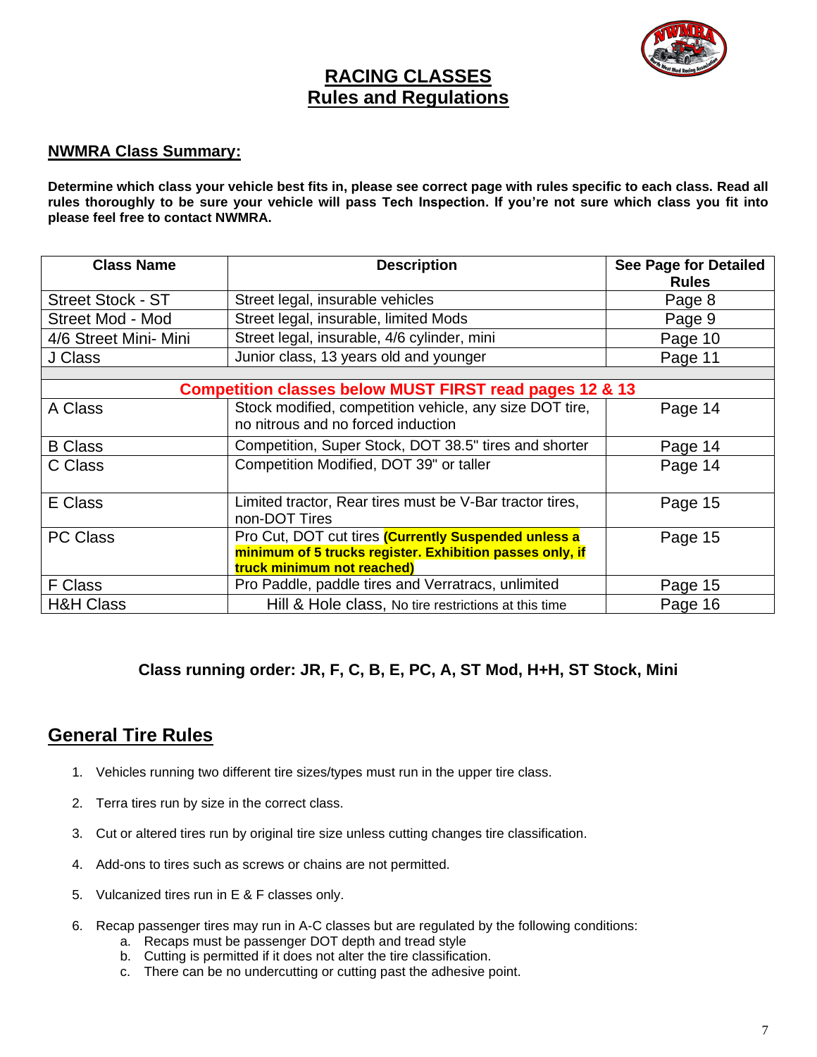# RACING CLASSES
## Rules and Regulations

### NWMRA Class Summary:

**Determine which class your vehicle best fits in, please see correct page with rules specific to each class. Read all rules thoroughly to be sure your vehicle will pass Tech Inspection. If you're not sure which class you fit into please feel free to contact NWMRA.**

| Class Name | Description | See Page for Detailed Rules |
|---|---|---|
| Street Stock - ST | Street legal, insurable vehicles | Page 8 |
| Street Mod - Mod | Street legal, insurable, limited Mods | Page 9 |
| 4/6 Street Mini- Mini | Street legal, insurable, 4/6 cylinder, mini | Page 10 |
| J Class | Junior class, 13 years old and younger | Page 11 |
| | | |
| **Competition classes below MUST FIRST read pages 12 & 13** | | |
| A Class | Stock modified, competition vehicle, any size DOT tire, no nitrous and no forced induction | Page 14 |
| B Class | Competition, Super Stock, DOT 38.5" tires and shorter | Page 14 |
| C Class | Competition Modified, DOT 39" or taller | Page 14 |
| E Class | Limited tractor, Rear tires must be V-Bar tractor tires, non-DOT Tires | Page 15 |
| PC Class | Pro Cut, DOT cut tires **(Currently Suspended unless a minimum of 5 trucks register. Exhibition passes only, if truck minimum not reached)** | Page 15 |
| F Class | Pro Paddle, paddle tires and Verratracs, unlimited | Page 15 |
| H&H Class | Hill & Hole class, No tire restrictions at this time | Page 16 |

**Class running order: JR, F, C, B, E, PC, A, ST Mod, H+H, ST Stock, Mini**

## General Tire Rules

1. Vehicles running two different tire sizes/types must run in the upper tire class.
2. Terra tires run by size in the correct class.
3. Cut or altered tires run by original tire size unless cutting changes tire classification.
4. Add-ons to tires such as screws or chains are not permitted.
5. Vulcanized tires run in E & F classes only.
6. Recap passenger tires may run in A-C classes but are regulated by the following conditions:
   a. Recaps must be passenger DOT depth and tread style
   b. Cutting is permitted if it does not alter the tire classification.
   c. There can be no undercutting or cutting past the adhesive point.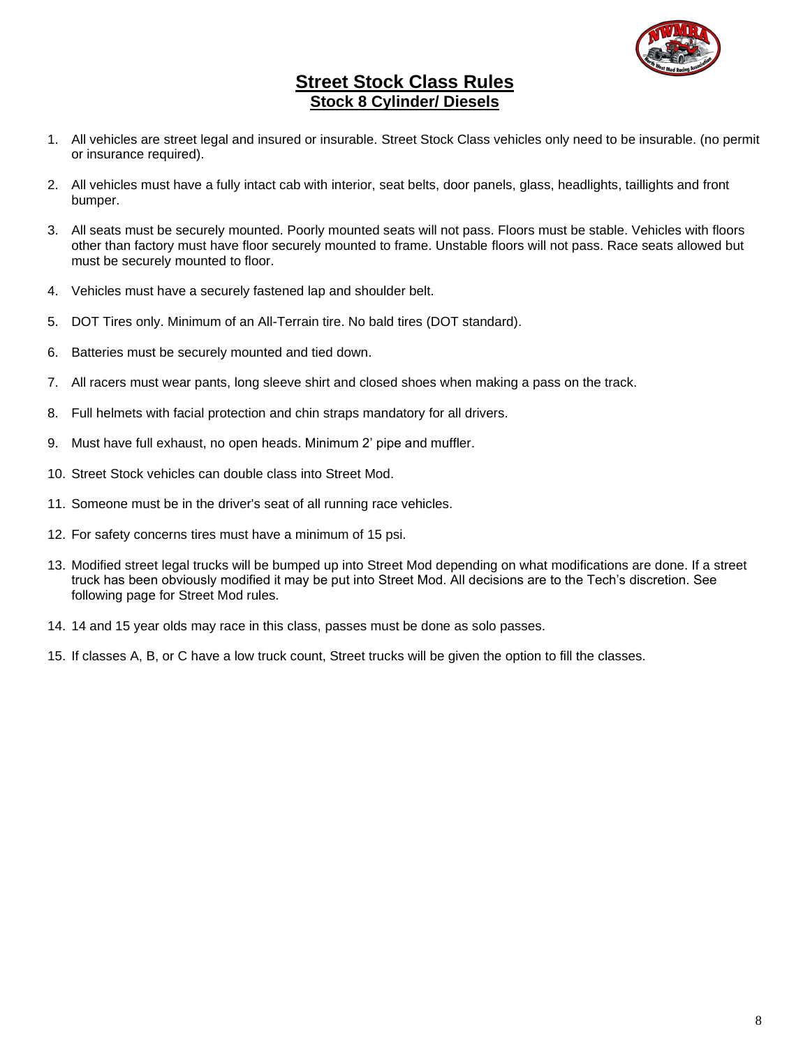# Street Stock Class Rules

## Stock 8 Cylinder/ Diesels

1. All vehicles are street legal and insured or insurable. Street Stock Class vehicles only need to be insurable. (no permit or insurance required).
2. All vehicles must have a fully intact cab with interior, seat belts, door panels, glass, headlights, taillights and front bumper.
3. All seats must be securely mounted. Poorly mounted seats will not pass. Floors must be stable. Vehicles with floors other than factory must have floor securely mounted to frame. Unstable floors will not pass. Race seats allowed but must be securely mounted to floor.
4. Vehicles must have a securely fastened lap and shoulder belt.
5. DOT Tires only. Minimum of an All-Terrain tire. No bald tires (DOT standard).
6. Batteries must be securely mounted and tied down.
7. All racers must wear pants, long sleeve shirt and closed shoes when making a pass on the track.
8. Full helmets with facial protection and chin straps mandatory for all drivers.
9. Must have full exhaust, no open heads. Minimum 2' pipe and muffler.
10. Street Stock vehicles can double class into Street Mod.
11. Someone must be in the driver's seat of all running race vehicles.
12. For safety concerns tires must have a minimum of 15 psi.
13. Modified street legal trucks will be bumped up into Street Mod depending on what modifications are done. If a street truck has been obviously modified it may be put into Street Mod. All decisions are to the Tech's discretion. See following page for Street Mod rules.
14. 14 and 15 year olds may race in this class, passes must be done as solo passes.
15. If classes A, B, or C have a low truck count, Street trucks will be given the option to fill the classes.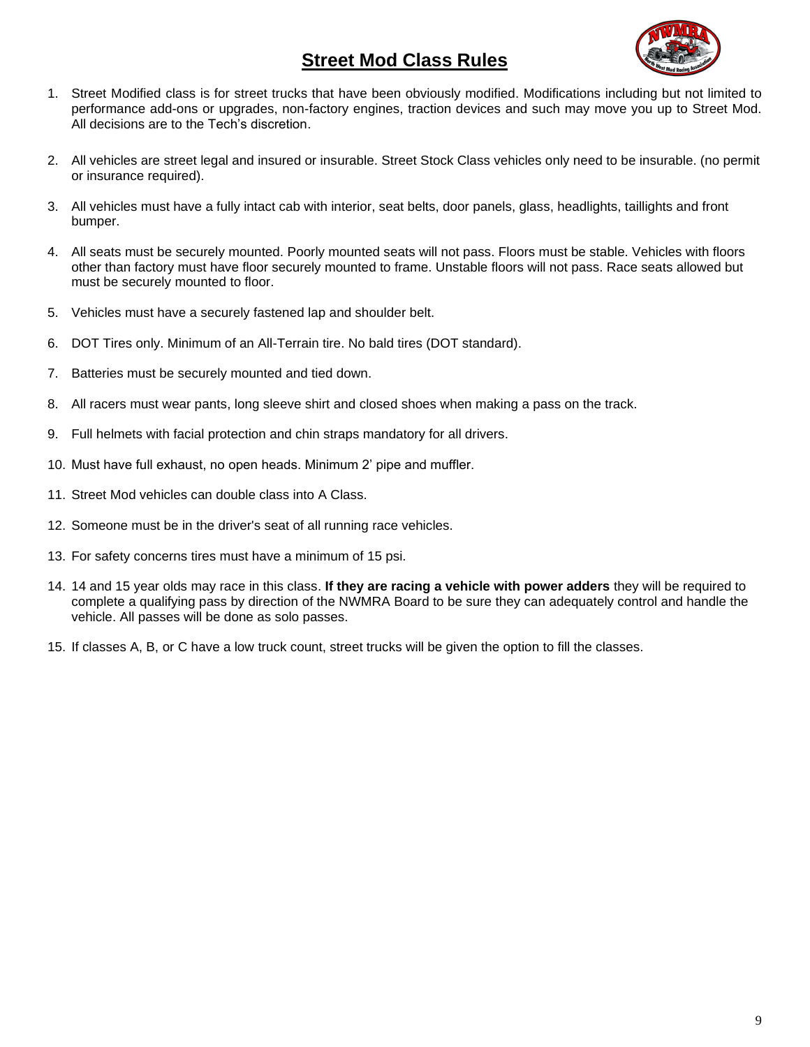# Street Mod Class Rules

1. Street Modified class is for street trucks that have been obviously modified. Modifications including but not limited to performance add-ons or upgrades, non-factory engines, traction devices and such may move you up to Street Mod. All decisions are to the Tech's discretion.

2. All vehicles are street legal and insured or insurable. Street Stock Class vehicles only need to be insurable. (no permit or insurance required).

3. All vehicles must have a fully intact cab with interior, seat belts, door panels, glass, headlights, taillights and front bumper.

4. All seats must be securely mounted. Poorly mounted seats will not pass. Floors must be stable. Vehicles with floors other than factory must have floor securely mounted to frame. Unstable floors will not pass. Race seats allowed but must be securely mounted to floor.

5. Vehicles must have a securely fastened lap and shoulder belt.

6. DOT Tires only. Minimum of an All-Terrain tire. No bald tires (DOT standard).

7. Batteries must be securely mounted and tied down.

8. All racers must wear pants, long sleeve shirt and closed shoes when making a pass on the track.

9. Full helmets with facial protection and chin straps mandatory for all drivers.

10. Must have full exhaust, no open heads. Minimum 2' pipe and muffler.

11. Street Mod vehicles can double class into A Class.

12. Someone must be in the driver's seat of all running race vehicles.

13. For safety concerns tires must have a minimum of 15 psi.

14. 14 and 15 year olds may race in this class. **If they are racing a vehicle with power adders** they will be required to complete a qualifying pass by direction of the NWMRA Board to be sure they can adequately control and handle the vehicle. All passes will be done as solo passes.

15. If classes A, B, or C have a low truck count, street trucks will be given the option to fill the classes.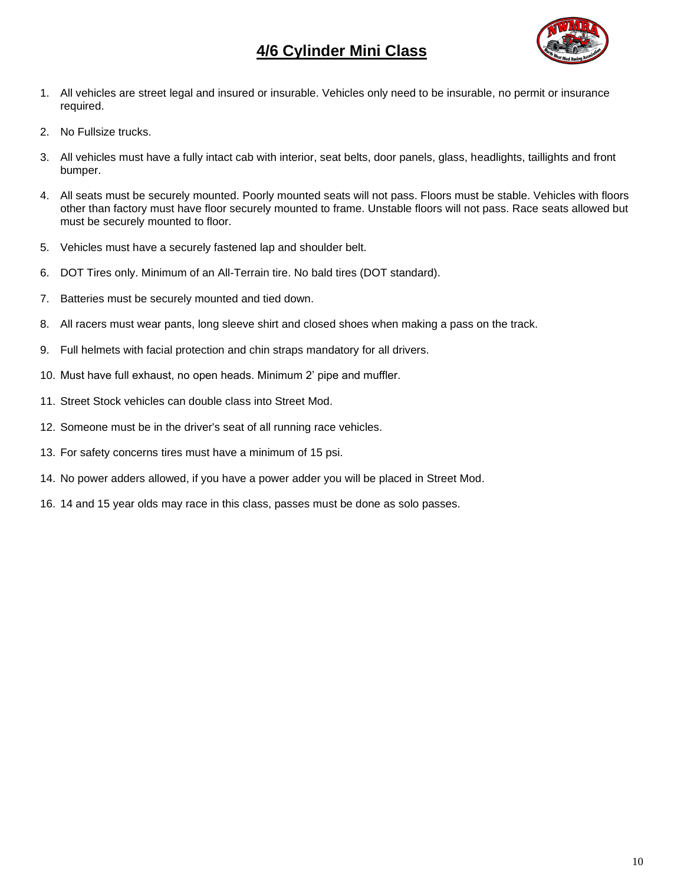# 4/6 Cylinder Mini Class

1. All vehicles are street legal and insured or insurable. Vehicles only need to be insurable, no permit or insurance required.
2. No Fullsize trucks.
3. All vehicles must have a fully intact cab with interior, seat belts, door panels, glass, headlights, taillights and front bumper.
4. All seats must be securely mounted. Poorly mounted seats will not pass. Floors must be stable. Vehicles with floors other than factory must have floor securely mounted to frame. Unstable floors will not pass. Race seats allowed but must be securely mounted to floor.
5. Vehicles must have a securely fastened lap and shoulder belt.
6. DOT Tires only. Minimum of an All-Terrain tire. No bald tires (DOT standard).
7. Batteries must be securely mounted and tied down.
8. All racers must wear pants, long sleeve shirt and closed shoes when making a pass on the track.
9. Full helmets with facial protection and chin straps mandatory for all drivers.
10. Must have full exhaust, no open heads. Minimum 2' pipe and muffler.
11. Street Stock vehicles can double class into Street Mod.
12. Someone must be in the driver's seat of all running race vehicles.
13. For safety concerns tires must have a minimum of 15 psi.
14. No power adders allowed, if you have a power adder you will be placed in Street Mod.

16. 14 and 15 year olds may race in this class, passes must be done as solo passes.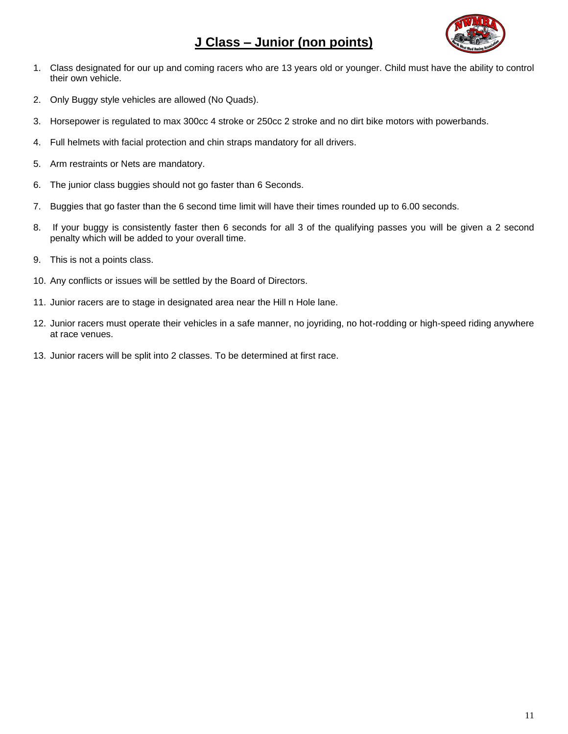# J Class – Junior (non points)

1. Class designated for our up and coming racers who are 13 years old or younger. Child must have the ability to control their own vehicle.
2. Only Buggy style vehicles are allowed (No Quads).
3. Horsepower is regulated to max 300cc 4 stroke or 250cc 2 stroke and no dirt bike motors with powerbands.
4. Full helmets with facial protection and chin straps mandatory for all drivers.
5. Arm restraints or Nets are mandatory.
6. The junior class buggies should not go faster than 6 Seconds.
7. Buggies that go faster than the 6 second time limit will have their times rounded up to 6.00 seconds.
8. If your buggy is consistently faster then 6 seconds for all 3 of the qualifying passes you will be given a 2 second penalty which will be added to your overall time.
9. This is not a points class.
10. Any conflicts or issues will be settled by the Board of Directors.
11. Junior racers are to stage in designated area near the Hill n Hole lane.
12. Junior racers must operate their vehicles in a safe manner, no joyriding, no hot-rodding or high-speed riding anywhere at race venues.
13. Junior racers will be split into 2 classes. To be determined at first race.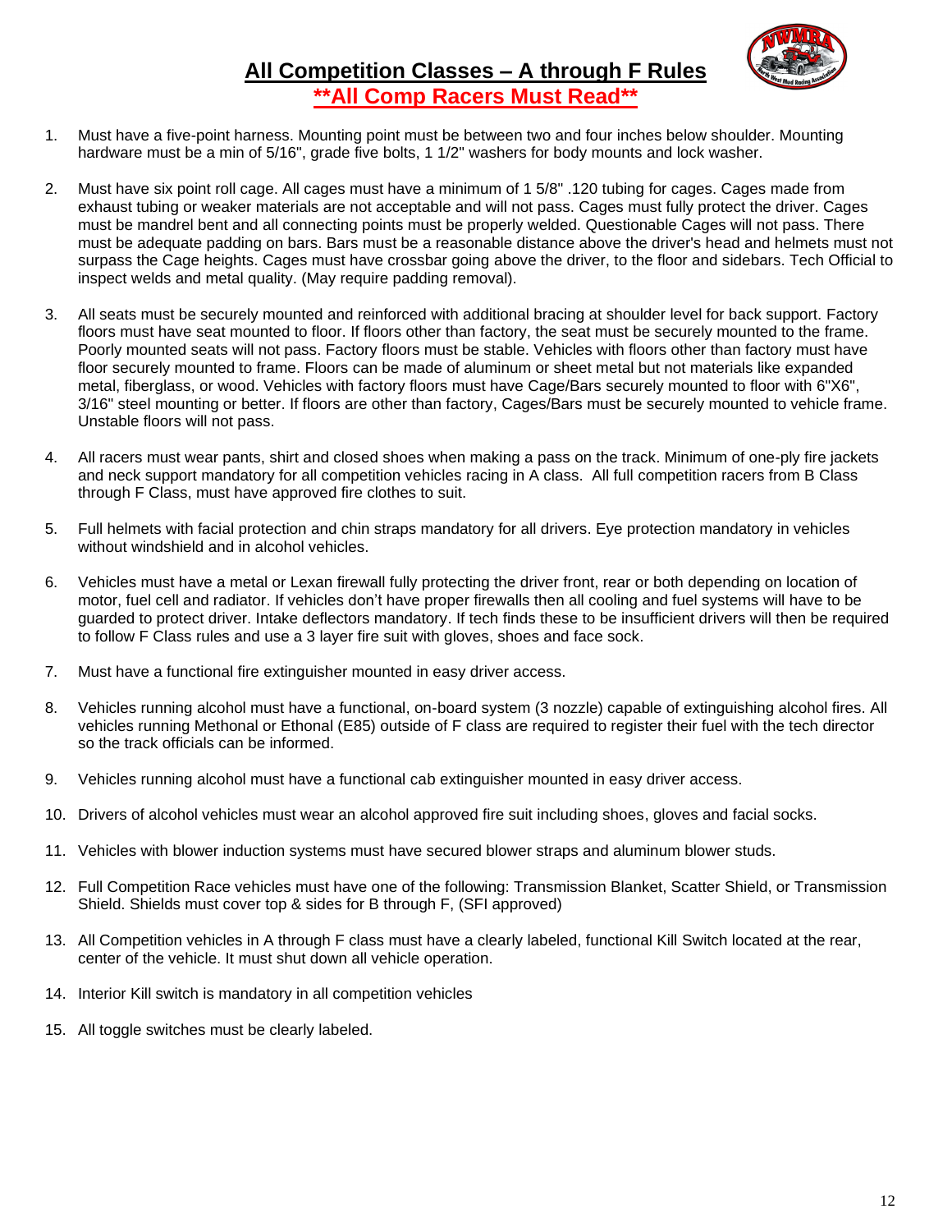# All Competition Classes – A through F Rules

## **All Comp Racers Must Read**

1. Must have a five-point harness. Mounting point must be between two and four inches below shoulder. Mounting hardware must be a min of 5/16", grade five bolts, 1 1/2" washers for body mounts and lock washer.

2. Must have six point roll cage. All cages must have a minimum of 1 5/8" .120 tubing for cages. Cages made from exhaust tubing or weaker materials are not acceptable and will not pass. Cages must fully protect the driver. Cages must be mandrel bent and all connecting points must be properly welded. Questionable Cages will not pass. There must be adequate padding on bars. Bars must be a reasonable distance above the driver's head and helmets must not surpass the Cage heights. Cages must have crossbar going above the driver, to the floor and sidebars. Tech Official to inspect welds and metal quality. (May require padding removal).

3. All seats must be securely mounted and reinforced with additional bracing at shoulder level for back support. Factory floors must have seat mounted to floor. If floors other than factory, the seat must be securely mounted to the frame. Poorly mounted seats will not pass. Factory floors must be stable. Vehicles with floors other than factory must have floor securely mounted to frame. Floors can be made of aluminum or sheet metal but not materials like expanded metal, fiberglass, or wood. Vehicles with factory floors must have Cage/Bars securely mounted to floor with 6"X6", 3/16" steel mounting or better. If floors are other than factory, Cages/Bars must be securely mounted to vehicle frame. Unstable floors will not pass.

4. All racers must wear pants, shirt and closed shoes when making a pass on the track. Minimum of one-ply fire jackets and neck support mandatory for all competition vehicles racing in A class. All full competition racers from B Class through F Class, must have approved fire clothes to suit.

5. Full helmets with facial protection and chin straps mandatory for all drivers. Eye protection mandatory in vehicles without windshield and in alcohol vehicles.

6. Vehicles must have a metal or Lexan firewall fully protecting the driver front, rear or both depending on location of motor, fuel cell and radiator. If vehicles don't have proper firewalls then all cooling and fuel systems will have to be guarded to protect driver. Intake deflectors mandatory. If tech finds these to be insufficient drivers will then be required to follow F Class rules and use a 3 layer fire suit with gloves, shoes and face sock.

7. Must have a functional fire extinguisher mounted in easy driver access.

8. Vehicles running alcohol must have a functional, on-board system (3 nozzle) capable of extinguishing alcohol fires. All vehicles running Methonal or Ethonal (E85) outside of F class are required to register their fuel with the tech director so the track officials can be informed.

9. Vehicles running alcohol must have a functional cab extinguisher mounted in easy driver access.

10. Drivers of alcohol vehicles must wear an alcohol approved fire suit including shoes, gloves and facial socks.

11. Vehicles with blower induction systems must have secured blower straps and aluminum blower studs.

12. Full Competition Race vehicles must have one of the following: Transmission Blanket, Scatter Shield, or Transmission Shield. Shields must cover top & sides for B through F, (SFI approved)

13. All Competition vehicles in A through F class must have a clearly labeled, functional Kill Switch located at the rear, center of the vehicle. It must shut down all vehicle operation.

14. Interior Kill switch is mandatory in all competition vehicles

15. All toggle switches must be clearly labeled.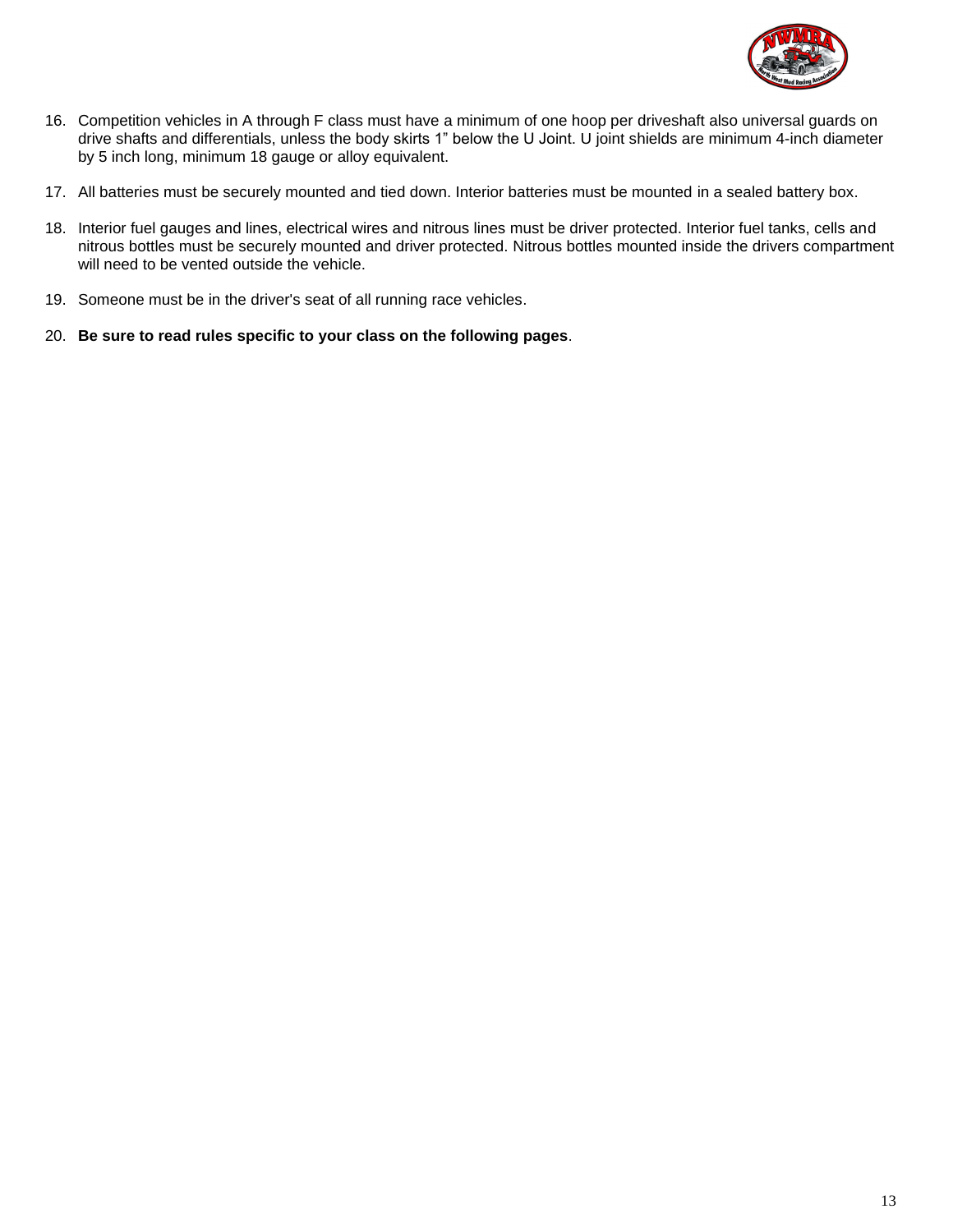16. Competition vehicles in A through F class must have a minimum of one hoop per driveshaft also universal guards on drive shafts and differentials, unless the body skirts 1" below the U Joint. U joint shields are minimum 4-inch diameter by 5 inch long, minimum 18 gauge or alloy equivalent.

17. All batteries must be securely mounted and tied down. Interior batteries must be mounted in a sealed battery box.

18. Interior fuel gauges and lines, electrical wires and nitrous lines must be driver protected. Interior fuel tanks, cells and nitrous bottles must be securely mounted and driver protected. Nitrous bottles mounted inside the drivers compartment will need to be vented outside the vehicle.

19. Someone must be in the driver's seat of all running race vehicles.

20. **Be sure to read rules specific to your class on the following pages**.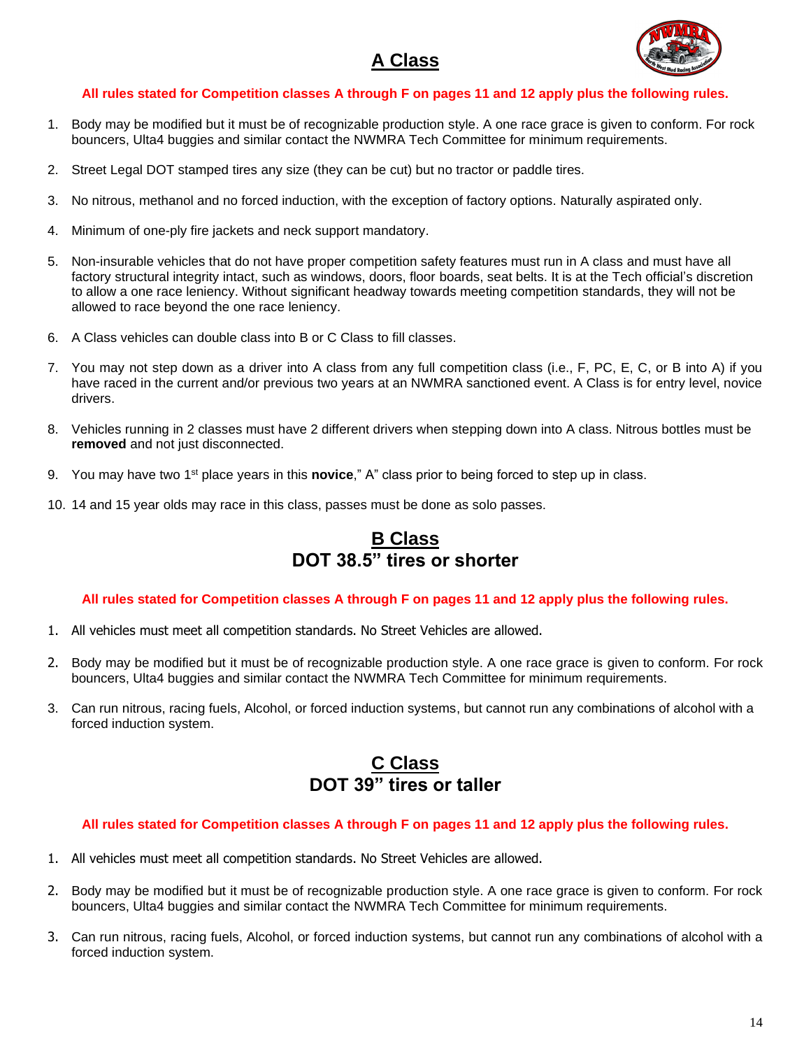## A Class

**All rules stated for Competition classes A through F on pages 11 and 12 apply plus the following rules.**

1. Body may be modified but it must be of recognizable production style. A one race grace is given to conform. For rock bouncers, Ulta4 buggies and similar contact the NWMRA Tech Committee for minimum requirements.

2. Street Legal DOT stamped tires any size (they can be cut) but no tractor or paddle tires.

3. No nitrous, methanol and no forced induction, with the exception of factory options. Naturally aspirated only.

4. Minimum of one-ply fire jackets and neck support mandatory.

5. Non-insurable vehicles that do not have proper competition safety features must run in A class and must have all factory structural integrity intact, such as windows, doors, floor boards, seat belts. It is at the Tech official's discretion to allow a one race leniency. Without significant headway towards meeting competition standards, they will not be allowed to race beyond the one race leniency.

6. A Class vehicles can double class into B or C Class to fill classes.

7. You may not step down as a driver into A class from any full competition class (i.e., F, PC, E, C, or B into A) if you have raced in the current and/or previous two years at an NWMRA sanctioned event. A Class is for entry level, novice drivers.

8. Vehicles running in 2 classes must have 2 different drivers when stepping down into A class. Nitrous bottles must be **removed** and not just disconnected.

9. You may have two 1st place years in this **novice**," A" class prior to being forced to step up in class.

10. 14 and 15 year olds may race in this class, passes must be done as solo passes.

## B Class
### DOT 38.5" tires or shorter

**All rules stated for Competition classes A through F on pages 11 and 12 apply plus the following rules.**

1. All vehicles must meet all competition standards. No Street Vehicles are allowed.

2. Body may be modified but it must be of recognizable production style. A one race grace is given to conform. For rock bouncers, Ulta4 buggies and similar contact the NWMRA Tech Committee for minimum requirements.

3. Can run nitrous, racing fuels, Alcohol, or forced induction systems, but cannot run any combinations of alcohol with a forced induction system.

## C Class
### DOT 39" tires or taller

**All rules stated for Competition classes A through F on pages 11 and 12 apply plus the following rules.**

1. All vehicles must meet all competition standards. No Street Vehicles are allowed.

2. Body may be modified but it must be of recognizable production style. A one race grace is given to conform. For rock bouncers, Ulta4 buggies and similar contact the NWMRA Tech Committee for minimum requirements.

3. Can run nitrous, racing fuels, Alcohol, or forced induction systems, but cannot run any combinations of alcohol with a forced induction system.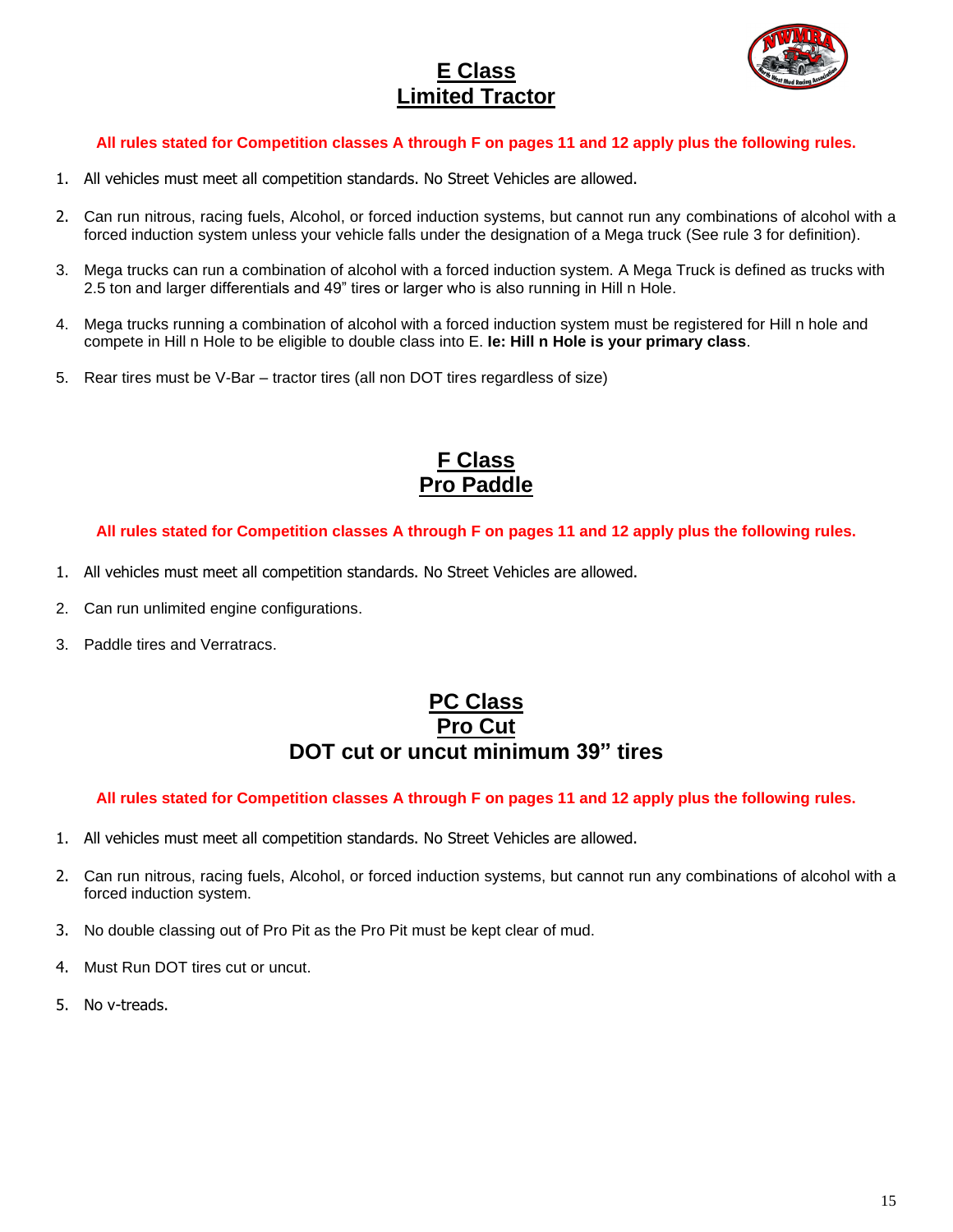## E Class
## Limited Tractor

**All rules stated for Competition classes A through F on pages 11 and 12 apply plus the following rules.**

1. All vehicles must meet all competition standards. No Street Vehicles are allowed.
2. Can run nitrous, racing fuels, Alcohol, or forced induction systems, but cannot run any combinations of alcohol with a forced induction system unless your vehicle falls under the designation of a Mega truck (See rule 3 for definition).
3. Mega trucks can run a combination of alcohol with a forced induction system. A Mega Truck is defined as trucks with 2.5 ton and larger differentials and 49" tires or larger who is also running in Hill n Hole.
4. Mega trucks running a combination of alcohol with a forced induction system must be registered for Hill n hole and compete in Hill n Hole to be eligible to double class into E. **Ie: Hill n Hole is your primary class**.
5. Rear tires must be V-Bar – tractor tires (all non DOT tires regardless of size)

## F Class
## Pro Paddle

**All rules stated for Competition classes A through F on pages 11 and 12 apply plus the following rules.**

1. All vehicles must meet all competition standards. No Street Vehicles are allowed.
2. Can run unlimited engine configurations.
3. Paddle tires and Verratracs.

## PC Class
## Pro Cut
## DOT cut or uncut minimum 39" tires

**All rules stated for Competition classes A through F on pages 11 and 12 apply plus the following rules.**

1. All vehicles must meet all competition standards. No Street Vehicles are allowed.
2. Can run nitrous, racing fuels, Alcohol, or forced induction systems, but cannot run any combinations of alcohol with a forced induction system.
3. No double classing out of Pro Pit as the Pro Pit must be kept clear of mud.
4. Must Run DOT tires cut or uncut.
5. No v-treads.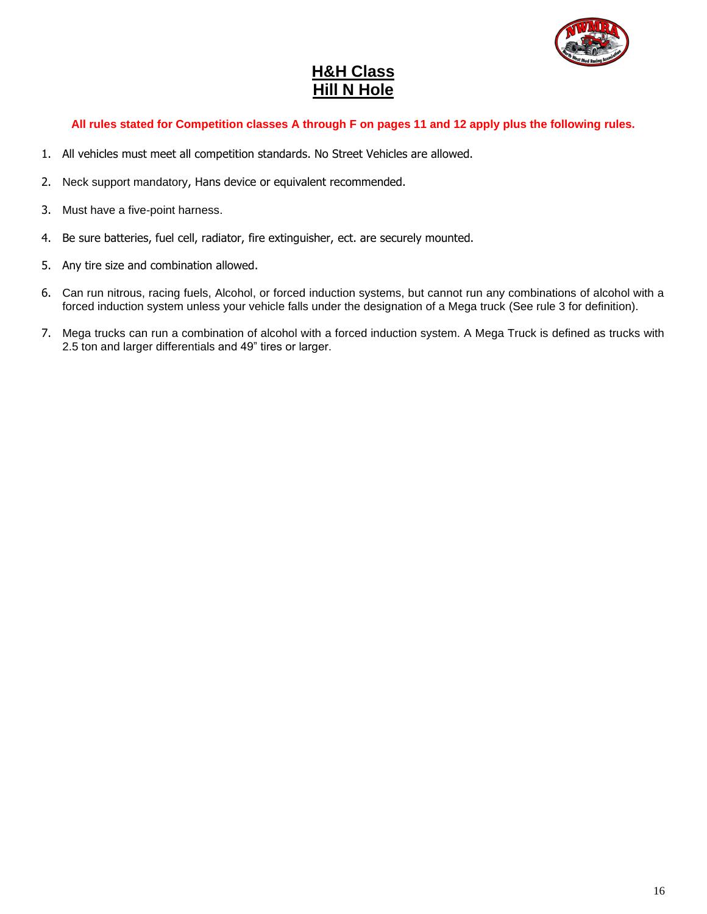# H&H Class
# Hill N Hole

**All rules stated for Competition classes A through F on pages 11 and 12 apply plus the following rules.**

1. All vehicles must meet all competition standards. No Street Vehicles are allowed.
2. Neck support mandatory, Hans device or equivalent recommended.
3. Must have a five-point harness.
4. Be sure batteries, fuel cell, radiator, fire extinguisher, ect. are securely mounted.
5. Any tire size and combination allowed.
6. Can run nitrous, racing fuels, Alcohol, or forced induction systems, but cannot run any combinations of alcohol with a forced induction system unless your vehicle falls under the designation of a Mega truck (See rule 3 for definition).
7. Mega trucks can run a combination of alcohol with a forced induction system. A Mega Truck is defined as trucks with 2.5 ton and larger differentials and 49" tires or larger.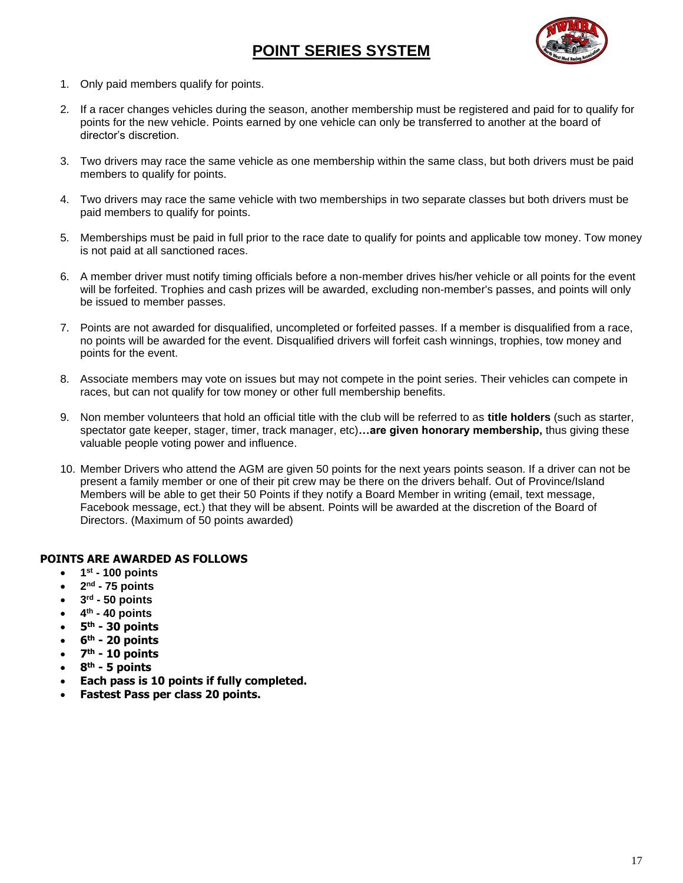# POINT SERIES SYSTEM

1. Only paid members qualify for points.
2. If a racer changes vehicles during the season, another membership must be registered and paid for to qualify for points for the new vehicle. Points earned by one vehicle can only be transferred to another at the board of director's discretion.
3. Two drivers may race the same vehicle as one membership within the same class, but both drivers must be paid members to qualify for points.
4. Two drivers may race the same vehicle with two memberships in two separate classes but both drivers must be paid members to qualify for points.
5. Memberships must be paid in full prior to the race date to qualify for points and applicable tow money. Tow money is not paid at all sanctioned races.
6. A member driver must notify timing officials before a non-member drives his/her vehicle or all points for the event will be forfeited. Trophies and cash prizes will be awarded, excluding non-member's passes, and points will only be issued to member passes.
7. Points are not awarded for disqualified, uncompleted or forfeited passes. If a member is disqualified from a race, no points will be awarded for the event. Disqualified drivers will forfeit cash winnings, trophies, tow money and points for the event.
8. Associate members may vote on issues but may not compete in the point series. Their vehicles can compete in races, but can not qualify for tow money or other full membership benefits.
9. Non member volunteers that hold an official title with the club will be referred to as **title holders** (such as starter, spectator gate keeper, stager, timer, track manager, etc)**…are given honorary membership,** thus giving these valuable people voting power and influence.
10. Member Drivers who attend the AGM are given 50 points for the next years points season. If a driver can not be present a family member or one of their pit crew may be there on the drivers behalf. Out of Province/Island Members will be able to get their 50 Points if they notify a Board Member in writing (email, text message, Facebook message, ect.) that they will be absent. Points will be awarded at the discretion of the Board of Directors. (Maximum of 50 points awarded)

**POINTS ARE AWARDED AS FOLLOWS**

- **1st - 100 points**
- **2nd - 75 points**
- **3rd - 50 points**
- **4th - 40 points**
- **5th - 30 points**
- **6th - 20 points**
- **7th - 10 points**
- **8th - 5 points**
- **Each pass is 10 points if fully completed.**
- **Fastest Pass per class 20 points.**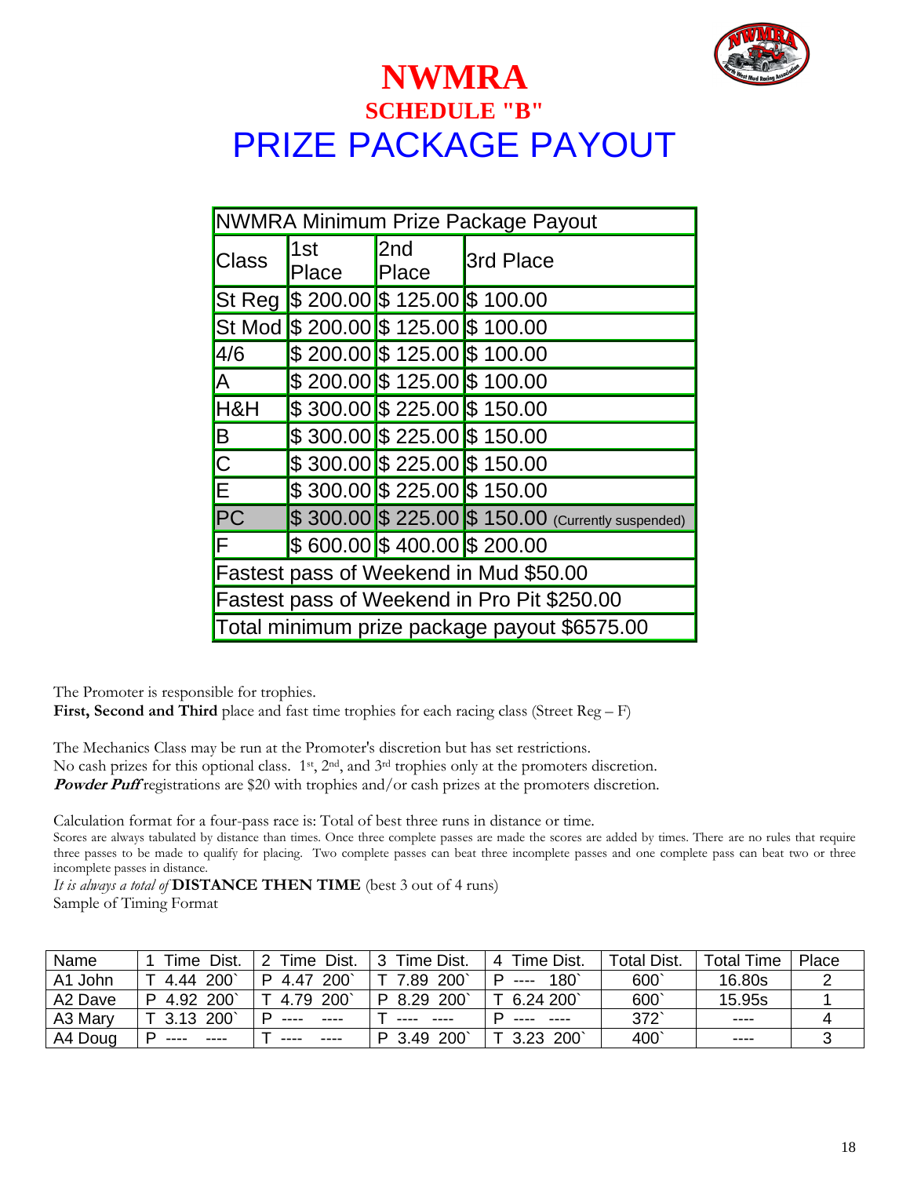# NWMRA

## SCHEDULE "B"

# PRIZE PACKAGE PAYOUT

| NWMRA Minimum Prize Package Payout | | | |
|---|---|---|---|
| Class | 1st Place | 2nd Place | 3rd Place |
| St Reg | $ 200.00 | $ 125.00 | $ 100.00 |
| St Mod | $ 200.00 | $ 125.00 | $ 100.00 |
| 4/6 | $ 200.00 | $ 125.00 | $ 100.00 |
| A | $ 200.00 | $ 125.00 | $ 100.00 |
| H&H | $ 300.00 | $ 225.00 | $ 150.00 |
| B | $ 300.00 | $ 225.00 | $ 150.00 |
| C | $ 300.00 | $ 225.00 | $ 150.00 |
| E | $ 300.00 | $ 225.00 | $ 150.00 |
| PC | $ 300.00 | $ 225.00 | $ 150.00 (Currently suspended) |
| F | $ 600.00 | $ 400.00 | $ 200.00 |
| Fastest pass of Weekend in Mud $50.00 | | | |
| Fastest pass of Weekend in Pro Pit $250.00 | | | |
| Total minimum prize package payout $6575.00 | | | |

The Promoter is responsible for trophies.
**First, Second and Third** place and fast time trophies for each racing class (Street Reg – F)

The Mechanics Class may be run at the Promoter's discretion but has set restrictions.
No cash prizes for this optional class. 1st, 2nd, and 3rd trophies only at the promoters discretion.
***Powder Puff*** registrations are $20 with trophies and/or cash prizes at the promoters discretion.

Calculation format for a four-pass race is: Total of best three runs in distance or time.
Scores are always tabulated by distance than times. Once three complete passes are made the scores are added by times. There are no rules that require three passes to be made to qualify for placing. Two complete passes can beat three incomplete passes and one complete pass can beat two or three incomplete passes in distance.
*It is always a total of* **DISTANCE THEN TIME** (best 3 out of 4 runs)
Sample of Timing Format

| Name | 1 Time Dist. | 2 Time Dist. | 3 Time Dist. | 4 Time Dist. | Total Dist. | Total Time | Place |
|---|---|---|---|---|---|---|---|
| A1 John | T 4.44 200` | P 4.47 200` | T 7.89 200` | P ---- 180` | 600` | 16.80s | 2 |
| A2 Dave | P 4.92 200` | T 4.79 200` | P 8.29 200` | T 6.24 200` | 600` | 15.95s | 1 |
| A3 Mary | T 3.13 200` | P ---- ---- | T ---- ---- | P ---- ---- | 372` | ---- | 4 |
| A4 Doug | P ---- ---- | T ---- ---- | P 3.49 200` | T 3.23 200` | 400` | ---- | 3 |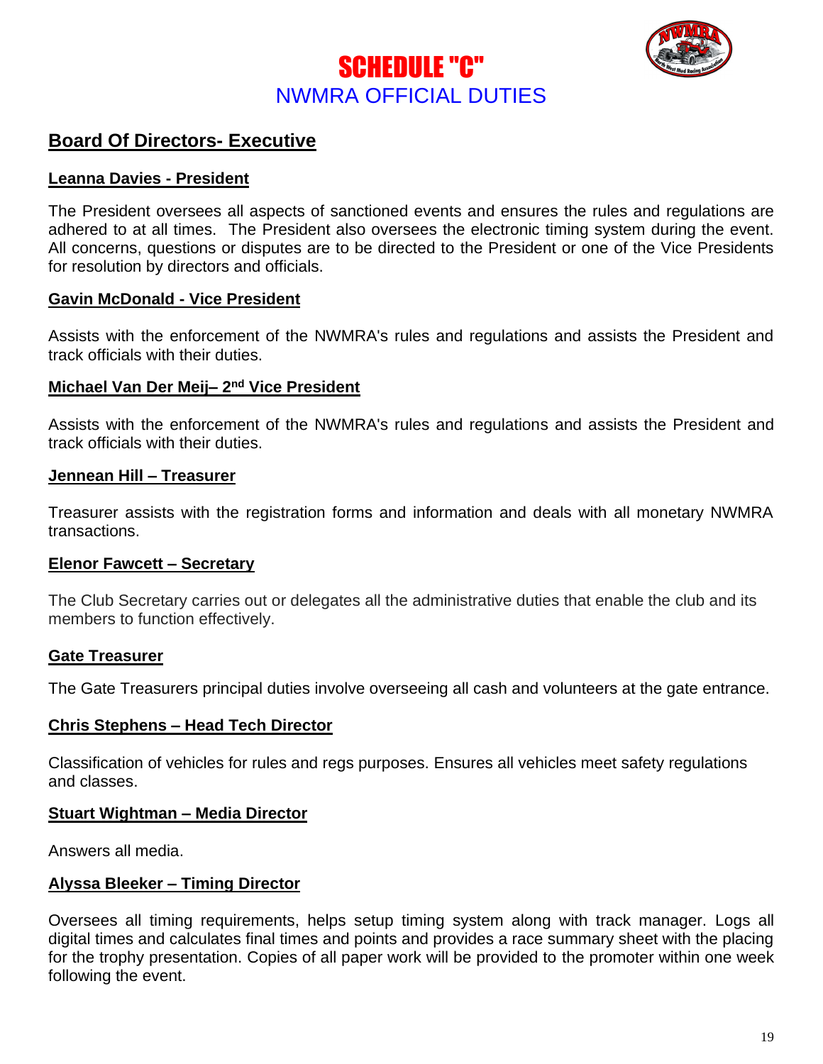# SCHEDULE "C"

## NWMRA OFFICIAL DUTIES

## Board Of Directors- Executive

### Leanna Davies - President

The President oversees all aspects of sanctioned events and ensures the rules and regulations are adhered to at all times. The President also oversees the electronic timing system during the event. All concerns, questions or disputes are to be directed to the President or one of the Vice Presidents for resolution by directors and officials.

### Gavin McDonald - Vice President

Assists with the enforcement of the NWMRA's rules and regulations and assists the President and track officials with their duties.

### Michael Van Der Meij– 2nd Vice President

Assists with the enforcement of the NWMRA's rules and regulations and assists the President and track officials with their duties.

### Jennean Hill – Treasurer

Treasurer assists with the registration forms and information and deals with all monetary NWMRA transactions.

### Elenor Fawcett – Secretary

The Club Secretary carries out or delegates all the administrative duties that enable the club and its members to function effectively.

### Gate Treasurer

The Gate Treasurers principal duties involve overseeing all cash and volunteers at the gate entrance.

### Chris Stephens – Head Tech Director

Classification of vehicles for rules and regs purposes. Ensures all vehicles meet safety regulations and classes.

### Stuart Wightman – Media Director

Answers all media.

### Alyssa Bleeker – Timing Director

Oversees all timing requirements, helps setup timing system along with track manager. Logs all digital times and calculates final times and points and provides a race summary sheet with the placing for the trophy presentation. Copies of all paper work will be provided to the promoter within one week following the event.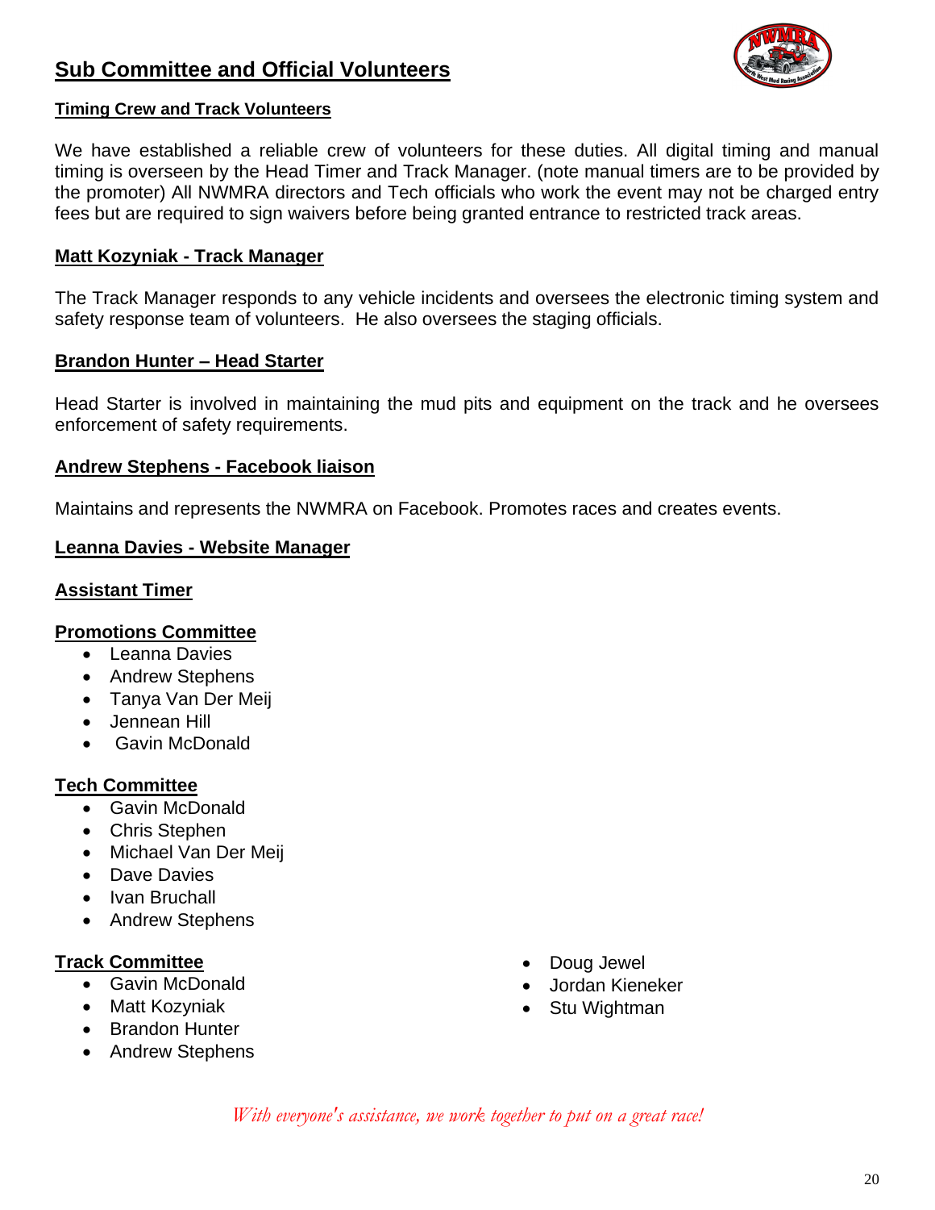# Sub Committee and Official Volunteers

## Timing Crew and Track Volunteers

We have established a reliable crew of volunteers for these duties. All digital timing and manual timing is overseen by the Head Timer and Track Manager. (note manual timers are to be provided by the promoter) All NWMRA directors and Tech officials who work the event may not be charged entry fees but are required to sign waivers before being granted entrance to restricted track areas.

## Matt Kozyniak - Track Manager

The Track Manager responds to any vehicle incidents and oversees the electronic timing system and safety response team of volunteers. He also oversees the staging officials.

## Brandon Hunter – Head Starter

Head Starter is involved in maintaining the mud pits and equipment on the track and he oversees enforcement of safety requirements.

## Andrew Stephens - Facebook liaison

Maintains and represents the NWMRA on Facebook. Promotes races and creates events.

## Leanna Davies - Website Manager

## Assistant Timer

## Promotions Committee

- Leanna Davies
- Andrew Stephens
- Tanya Van Der Meij
- Jennean Hill
- Gavin McDonald

## Tech Committee

- Gavin McDonald
- Chris Stephen
- Michael Van Der Meij
- Dave Davies
- Ivan Bruchall
- Andrew Stephens

## Track Committee

- Gavin McDonald
- Matt Kozyniak
- Brandon Hunter
- Andrew Stephens
- Doug Jewel
- Jordan Kieneker
- Stu Wightman

*With everyone's assistance, we work together to put on a great race!*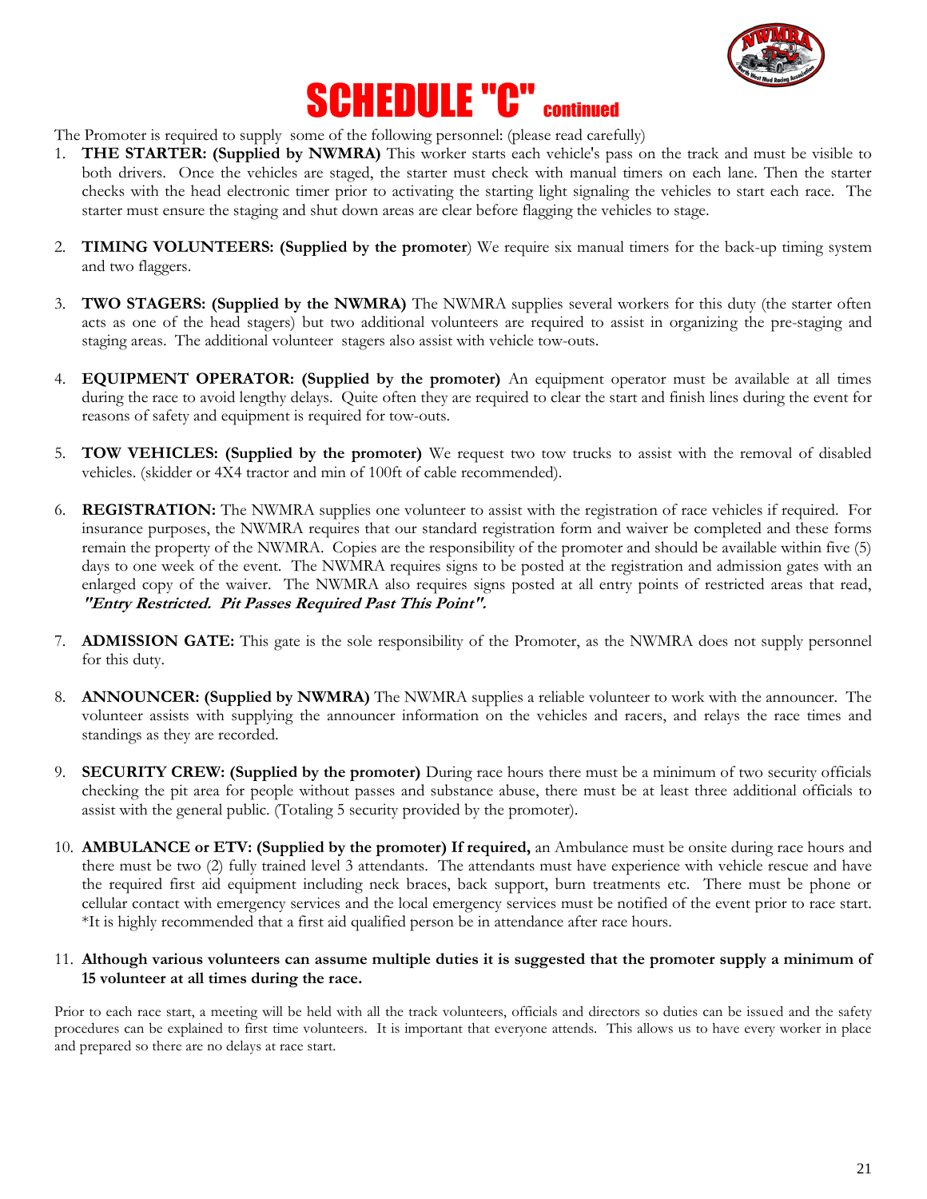# SCHEDULE "C" continued

The Promoter is required to supply some of the following personnel: (please read carefully)

1. **THE STARTER: (Supplied by NWMRA)** This worker starts each vehicle's pass on the track and must be visible to both drivers. Once the vehicles are staged, the starter must check with manual timers on each lane. Then the starter checks with the head electronic timer prior to activating the starting light signaling the vehicles to start each race. The starter must ensure the staging and shut down areas are clear before flagging the vehicles to stage.

2. **TIMING VOLUNTEERS: (Supplied by the promoter**) We require six manual timers for the back-up timing system and two flaggers.

3. **TWO STAGERS: (Supplied by the NWMRA)** The NWMRA supplies several workers for this duty (the starter often acts as one of the head stagers) but two additional volunteers are required to assist in organizing the pre-staging and staging areas. The additional volunteer stagers also assist with vehicle tow-outs.

4. **EQUIPMENT OPERATOR: (Supplied by the promoter)** An equipment operator must be available at all times during the race to avoid lengthy delays. Quite often they are required to clear the start and finish lines during the event for reasons of safety and equipment is required for tow-outs.

5. **TOW VEHICLES: (Supplied by the promoter)** We request two tow trucks to assist with the removal of disabled vehicles. (skidder or 4X4 tractor and min of 100ft of cable recommended).

6. **REGISTRATION:** The NWMRA supplies one volunteer to assist with the registration of race vehicles if required. For insurance purposes, the NWMRA requires that our standard registration form and waiver be completed and these forms remain the property of the NWMRA. Copies are the responsibility of the promoter and should be available within five (5) days to one week of the event. The NWMRA requires signs to be posted at the registration and admission gates with an enlarged copy of the waiver. The NWMRA also requires signs posted at all entry points of restricted areas that read, ***"Entry Restricted. Pit Passes Required Past This Point".***

7. **ADMISSION GATE:** This gate is the sole responsibility of the Promoter, as the NWMRA does not supply personnel for this duty.

8. **ANNOUNCER: (Supplied by NWMRA)** The NWMRA supplies a reliable volunteer to work with the announcer. The volunteer assists with supplying the announcer information on the vehicles and racers, and relays the race times and standings as they are recorded.

9. **SECURITY CREW: (Supplied by the promoter)** During race hours there must be a minimum of two security officials checking the pit area for people without passes and substance abuse, there must be at least three additional officials to assist with the general public. (Totaling 5 security provided by the promoter).

10. **AMBULANCE or ETV: (Supplied by the promoter) If required,** an Ambulance must be onsite during race hours and there must be two (2) fully trained level 3 attendants. The attendants must have experience with vehicle rescue and have the required first aid equipment including neck braces, back support, burn treatments etc. There must be phone or cellular contact with emergency services and the local emergency services must be notified of the event prior to race start. *It is highly recommended that a first aid qualified person be in attendance after race hours.

11. **Although various volunteers can assume multiple duties it is suggested that the promoter supply a minimum of 15 volunteer at all times during the race.**

Prior to each race start, a meeting will be held with all the track volunteers, officials and directors so duties can be issued and the safety procedures can be explained to first time volunteers. It is important that everyone attends. This allows us to have every worker in place and prepared so there are no delays at race start.